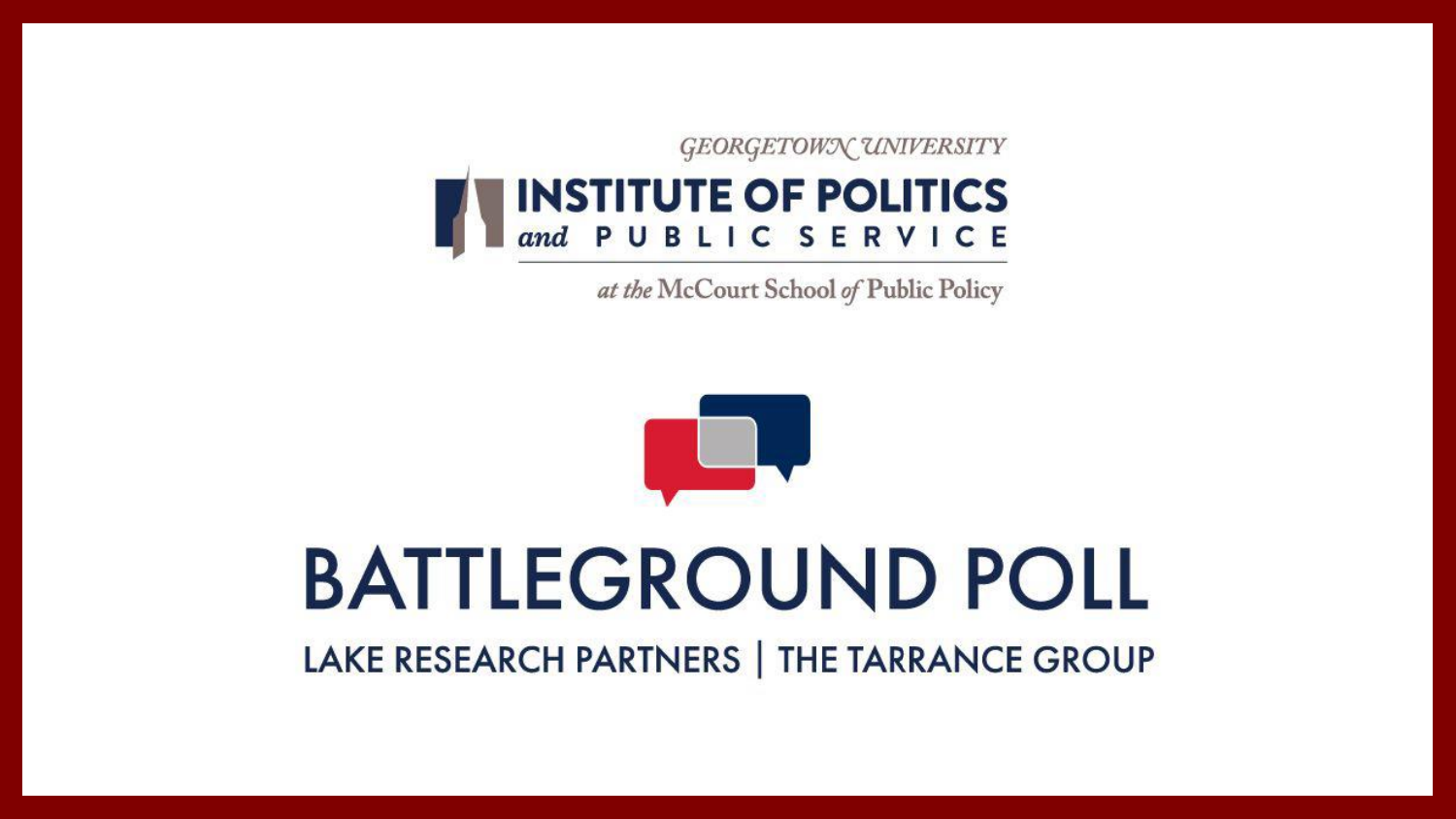GEORGETOWN UNIVERSITY

# INSTITUTE OF POLITICS and PUBLIC SERVICE

at the McCourt School of Public Policy

# BATTLEGROUND POLL

LAKE RESEARCH PARTNERS | THE TARRANCE GROUP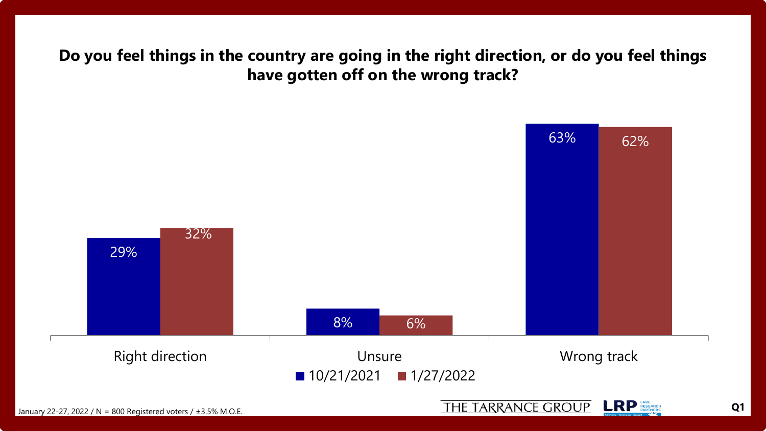## Do you feel things in the country are going in the right direction, or do you feel things have gotten off on the wrong track?

| | 10/21/2021 | 1/27/2022 |
|---|---|---|
| Right direction | 29% | 32% |
| Unsure | 8% | 6% |
| Wrong track | 63% | 62% |

January 22-27, 2022 / N = 800 Registered voters / ±3.5% M.O.E.

THE TARRANCE GROUP | LRP LAKE RESEARCH PARTNERS

Q1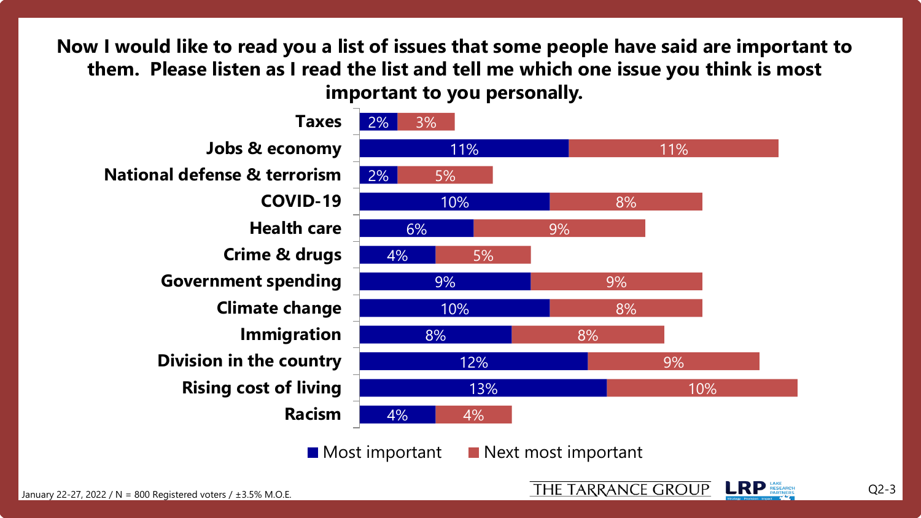## Now I would like to read you a list of issues that some people have said are important to them. Please listen as I read the list and tell me which one issue you think is most important to you personally.

| Issue | Most important | Next most important |
| --- | --- | --- |
| Taxes | 2% | 3% |
| Jobs & economy | 11% | 11% |
| National defense & terrorism | 2% | 5% |
| COVID-19 | 10% | 8% |
| Health care | 6% | 9% |
| Crime & drugs | 4% | 5% |
| Government spending | 9% | 9% |
| Climate change | 10% | 8% |
| Immigration | 8% | 8% |
| Division in the country | 12% | 9% |
| Rising cost of living | 13% | 10% |
| Racism | 4% | 4% |

January 22-27, 2022 / N = 800 Registered voters / ±3.5% M.O.E.

THE TARRANCE GROUP | LRP Lake Research Partners

Q2-3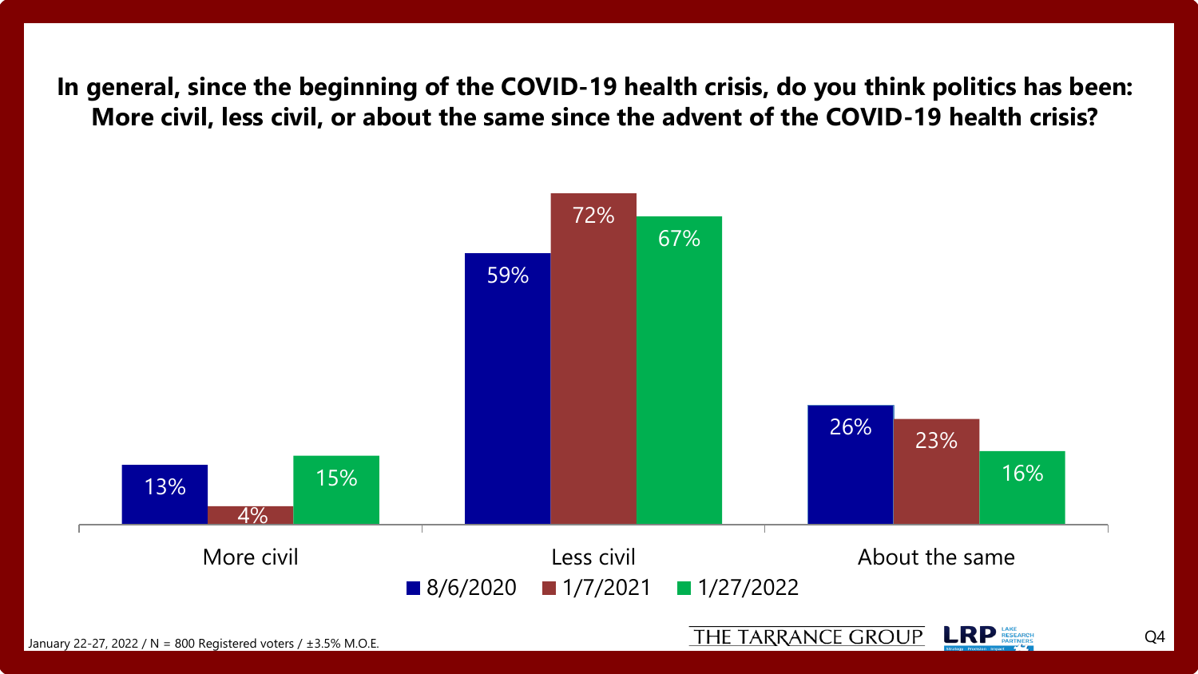## In general, since the beginning of the COVID-19 health crisis, do you think politics has been: More civil, less civil, or about the same since the advent of the COVID-19 health crisis?

| | 8/6/2020 | 1/7/2021 | 1/27/2022 |
|---|---|---|---|
| More civil | 13% | 4% | 15% |
| Less civil | 59% | 72% | 67% |
| About the same | 26% | 23% | 16% |

January 22-27, 2022 / N = 800 Registered voters / ±3.5% M.O.E.

THE TARRANCE GROUP | LRP Lake Research Partners

Q4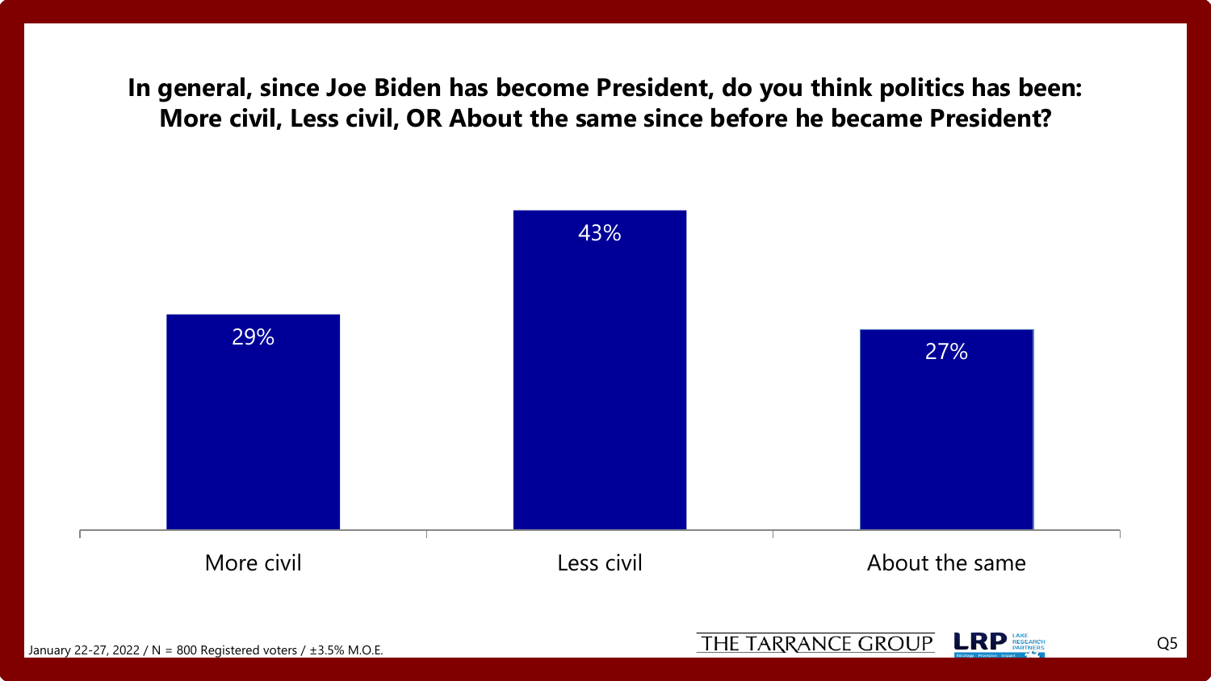## In general, since Joe Biden has become President, do you think politics has been: More civil, Less civil, OR About the same since before he became President?

| Response | Percentage |
| --- | --- |
| More civil | 29% |
| Less civil | 43% |
| About the same | 27% |

January 22-27, 2022 / N = 800 Registered voters / ±3.5% M.O.E.

THE TARRANCE GROUP | LRP LAKE RESEARCH PARTNERS

Q5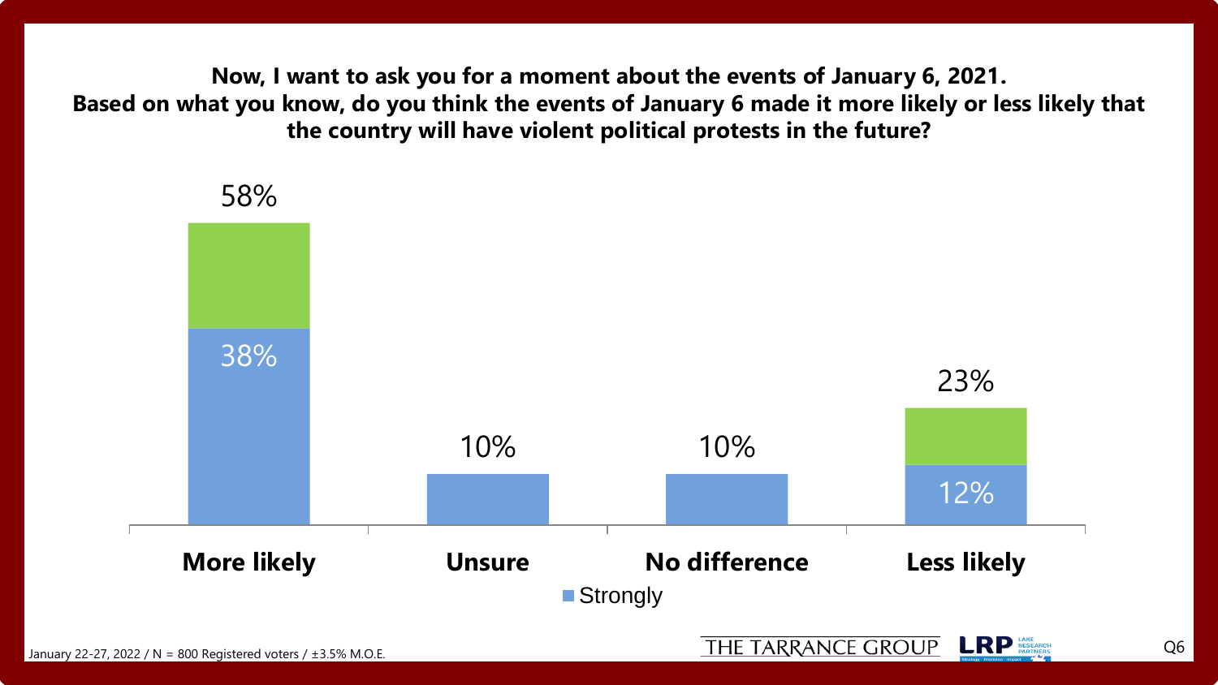**Now, I want to ask you for a moment about the events of January 6, 2021.
Based on what you know, do you think the events of January 6 made it more likely or less likely that the country will have violent political protests in the future?**

| | More likely | Unsure | No difference | Less likely |
|---|---|---|---|---|
| Total | 58% | 10% | 10% | 23% |
| Strongly | 38% | | | 12% |

January 22-27, 2022 / N = 800 Registered voters / ±3.5% M.O.E.

THE TARRANCE GROUP | LRP LAKE RESEARCH PARTNERS

Q6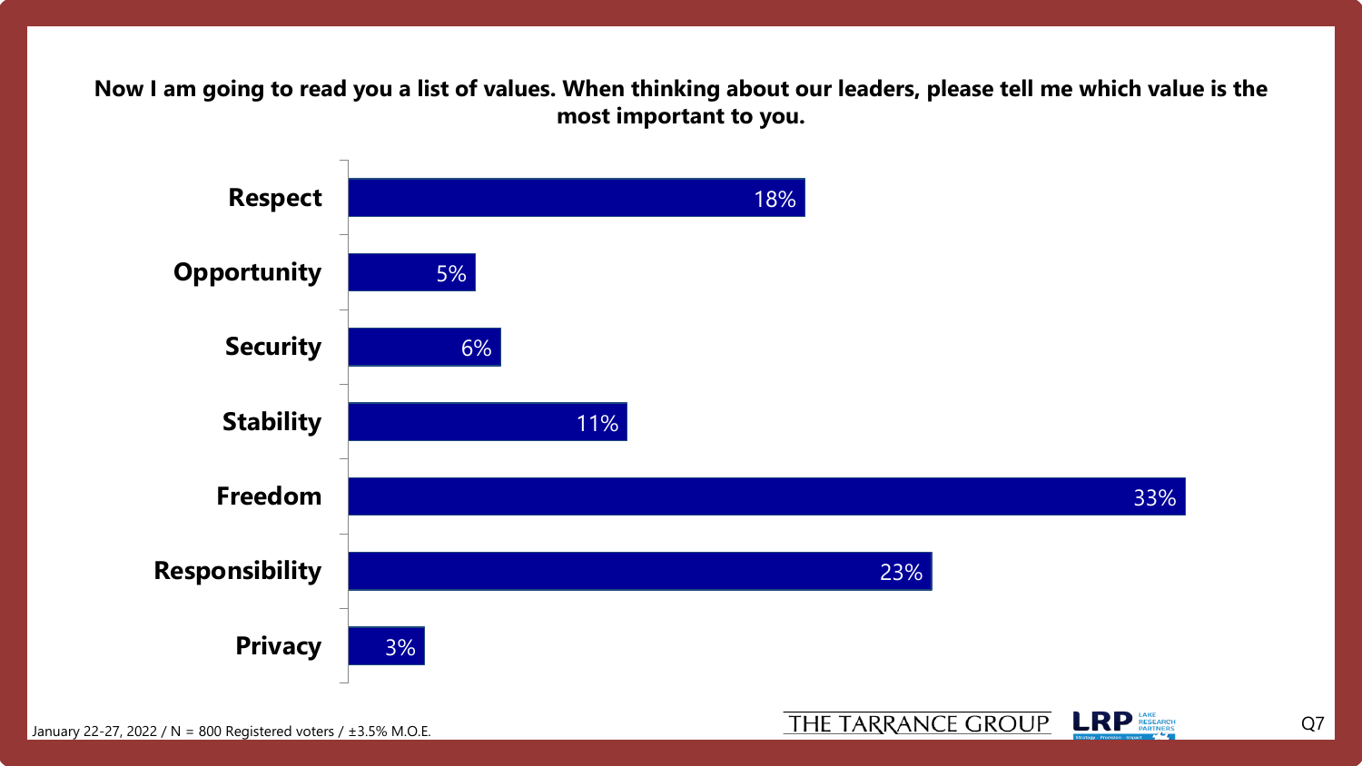**Now I am going to read you a list of values. When thinking about our leaders, please tell me which value is the most important to you.**

| Value | Percent |
| --- | --- |
| Respect | 18% |
| Opportunity | 5% |
| Security | 6% |
| Stability | 11% |
| Freedom | 33% |
| Responsibility | 23% |
| Privacy | 3% |

January 22-27, 2022 / N = 800 Registered voters / ±3.5% M.O.E.

THE TARRANCE GROUP LRP LAKE RESEARCH PARTNERS

Q7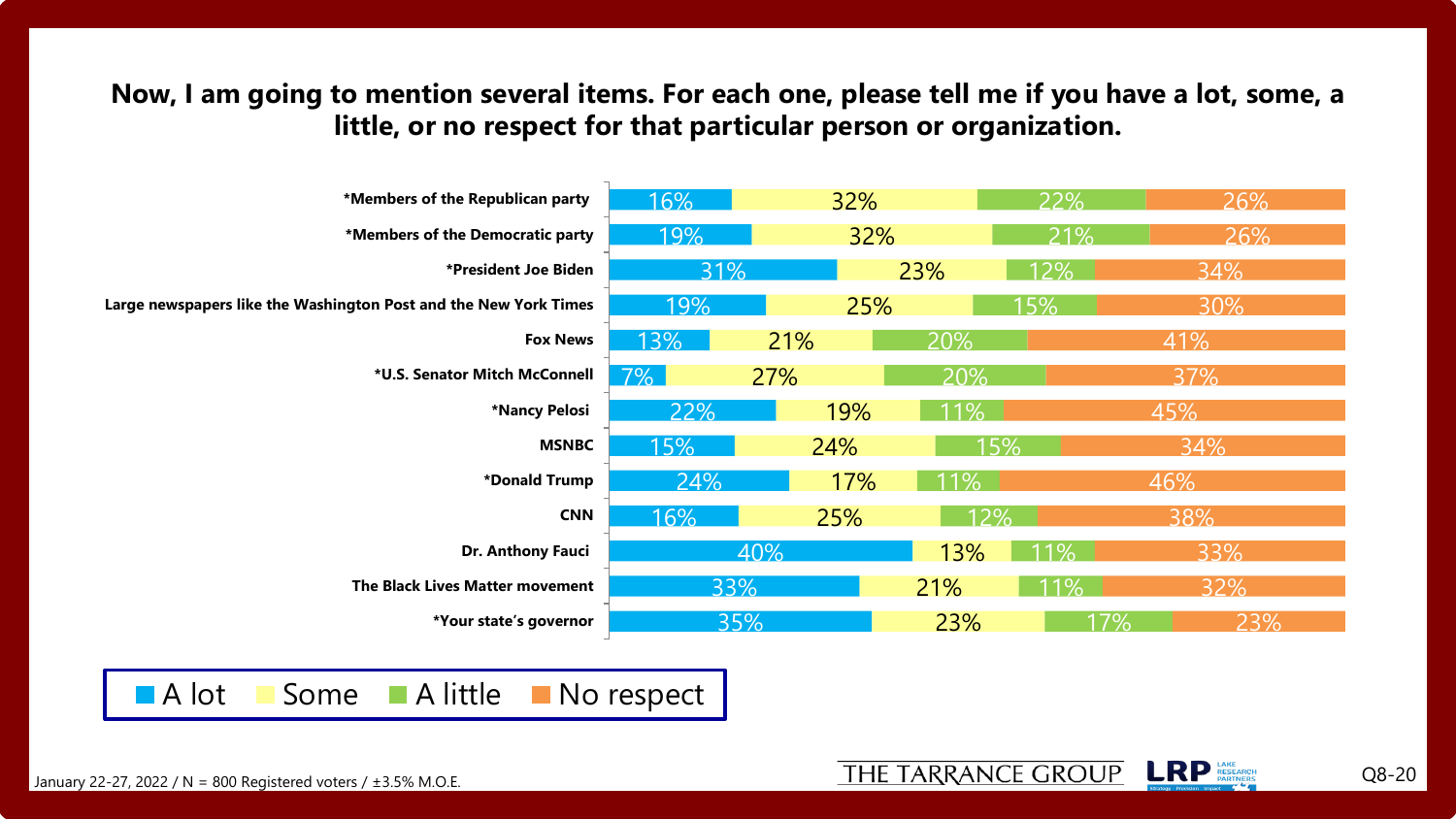**Now, I am going to mention several items. For each one, please tell me if you have a lot, some, a little, or no respect for that particular person or organization.**

| | A lot | Some | A little | No respect |
|---|---|---|---|---|
| *Members of the Republican party | 16% | 32% | 22% | 26% |
| *Members of the Democratic party | 19% | 32% | 21% | 26% |
| *President Joe Biden | 31% | 23% | 12% | 34% |
| Large newspapers like the Washington Post and the New York Times | 19% | 25% | 15% | 30% |
| Fox News | 13% | 21% | 20% | 41% |
| *U.S. Senator Mitch McConnell | 7% | 27% | 20% | 37% |
| *Nancy Pelosi | 22% | 19% | 11% | 45% |
| MSNBC | 15% | 24% | 15% | 34% |
| *Donald Trump | 24% | 17% | 11% | 46% |
| CNN | 16% | 25% | 12% | 38% |
| Dr. Anthony Fauci | 40% | 13% | 11% | 33% |
| The Black Lives Matter movement | 33% | 21% | 11% | 32% |
| *Your state's governor | 35% | 23% | 17% | 23% |

January 22-27, 2022 / N = 800 Registered voters / ±3.5% M.O.E.

THE TARRANCE GROUP

LRP LAKE RESEARCH PARTNERS

Q8-20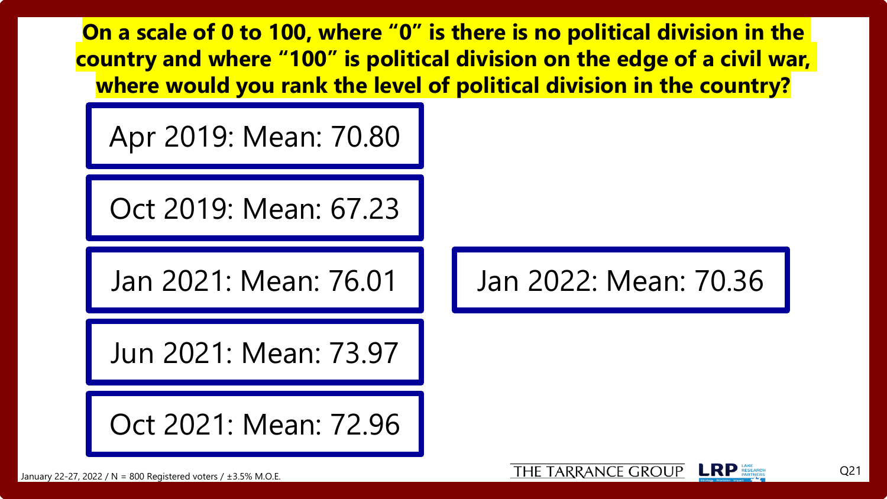**On a scale of 0 to 100, where "0" is there is no political division in the country and where "100" is political division on the edge of a civil war, where would you rank the level of political division in the country?**

Apr 2019: Mean: 70.80

Oct 2019: Mean: 67.23

Jan 2021: Mean: 76.01

Jun 2021: Mean: 73.97

Oct 2021: Mean: 72.96

Jan 2022: Mean: 70.36

January 22-27, 2022 / N = 800 Registered voters / ±3.5% M.O.E.

THE TARRANCE GROUP | LRP LAKE RESEARCH PARTNERS

Q21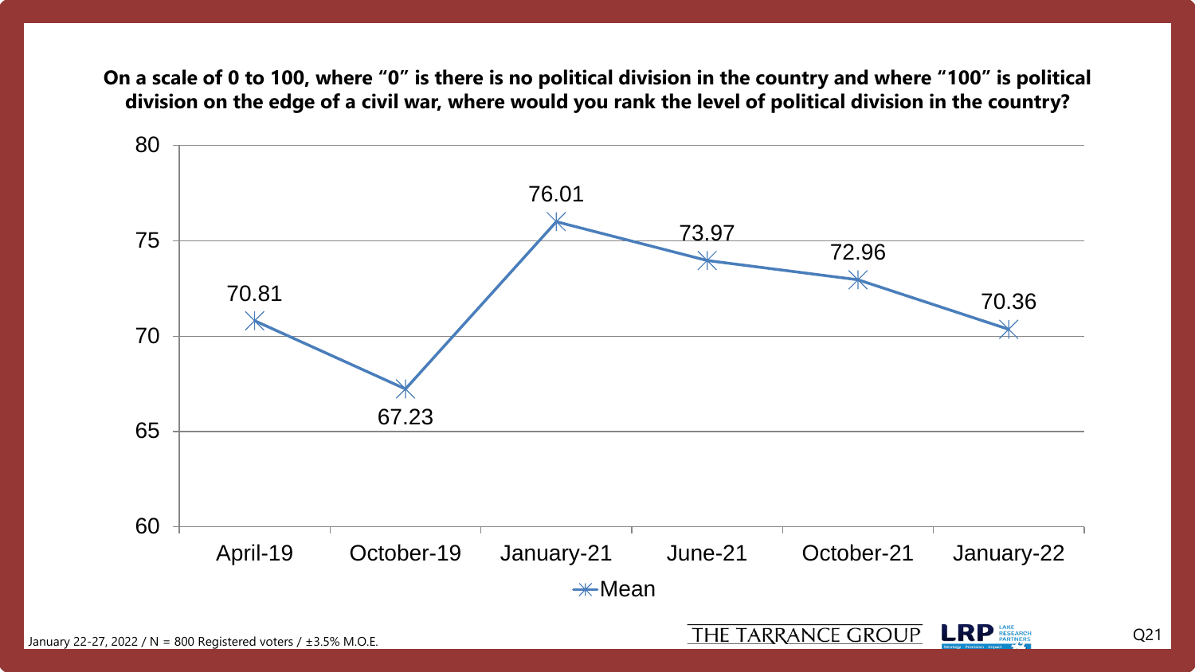**On a scale of 0 to 100, where "0" is there is no political division in the country and where "100" is political division on the edge of a civil war, where would you rank the level of political division in the country?**

| | April-19 | October-19 | January-21 | June-21 | October-21 | January-22 |
|---|---|---|---|---|---|---|
| Mean | 70.81 | 67.23 | 76.01 | 73.97 | 72.96 | 70.36 |

January 22-27, 2022 / N = 800 Registered voters / ±3.5% M.O.E.

THE TARRANCE GROUP | LRP LAKE RESEARCH PARTNERS

Q21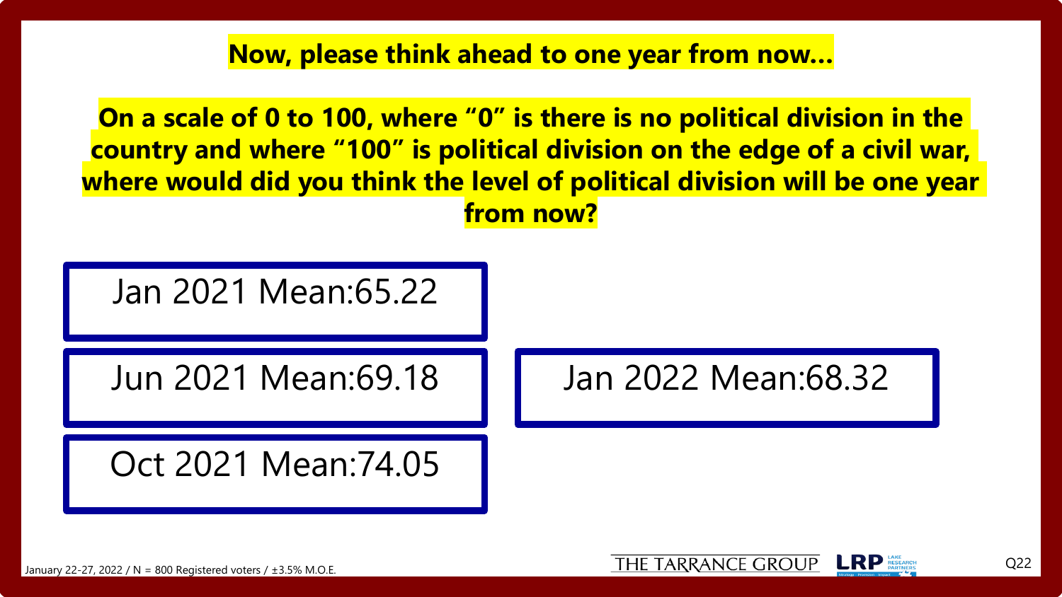**Now, please think ahead to one year from now…**

**On a scale of 0 to 100, where "0" is there is no political division in the country and where "100" is political division on the edge of a civil war, where would did you think the level of political division will be one year from now?**

Jan 2021 Mean:65.22

Jun 2021 Mean:69.18

Oct 2021 Mean:74.05

Jan 2022 Mean:68.32

January 22-27, 2022 / N = 800 Registered voters / ±3.5% M.O.E.

THE TARRANCE GROUP | LRP LAKE RESEARCH PARTNERS

Q22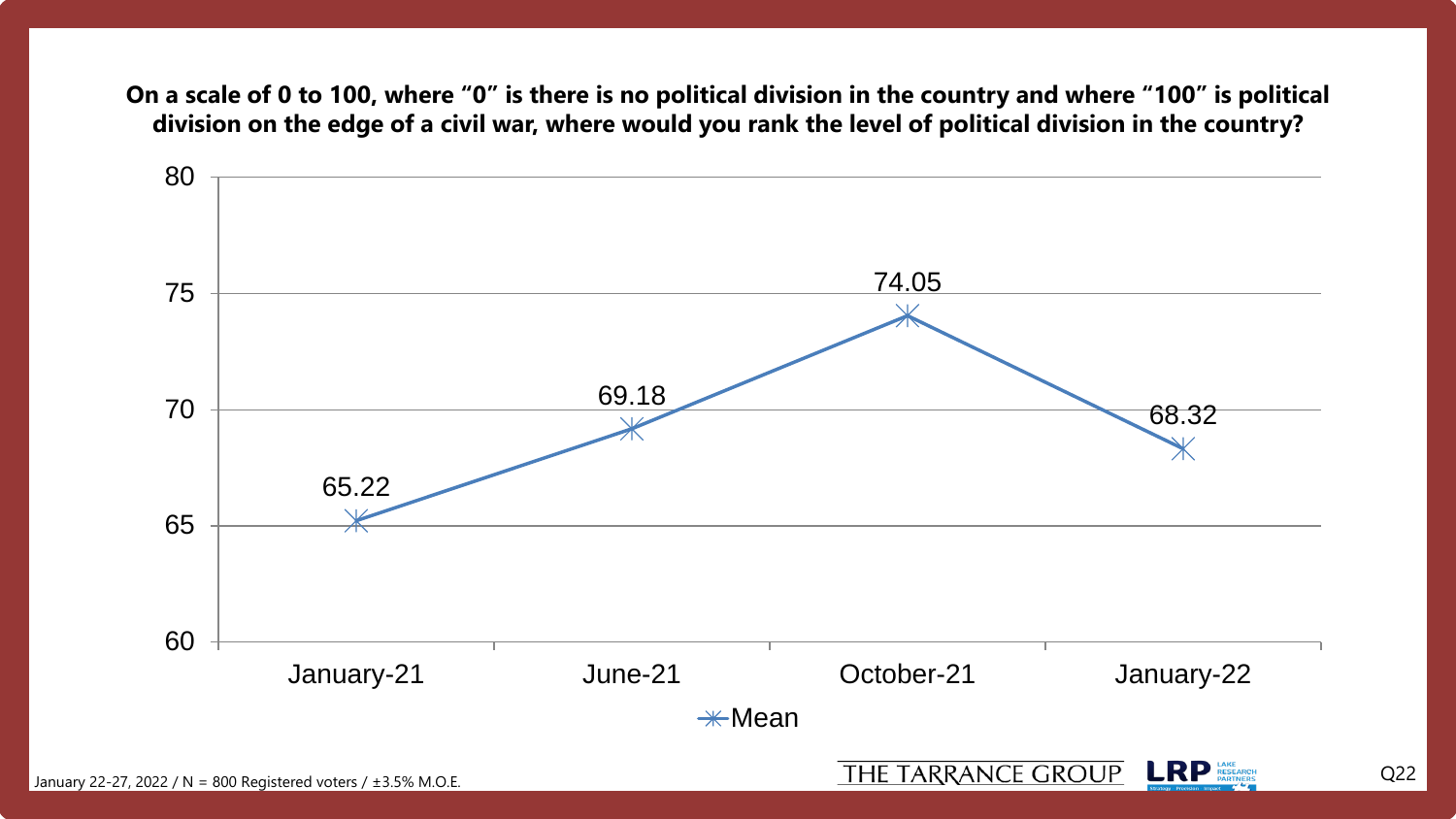**On a scale of 0 to 100, where "0" is there is no political division in the country and where "100" is political division on the edge of a civil war, where would you rank the level of political division in the country?**

| | January-21 | June-21 | October-21 | January-22 |
|---|---|---|---|---|
| Mean | 65.22 | 69.18 | 74.05 | 68.32 |

January 22-27, 2022 / N = 800 Registered voters / ±3.5% M.O.E.

THE TARRANCE GROUP

LRP LAKE RESEARCH PARTNERS

Q22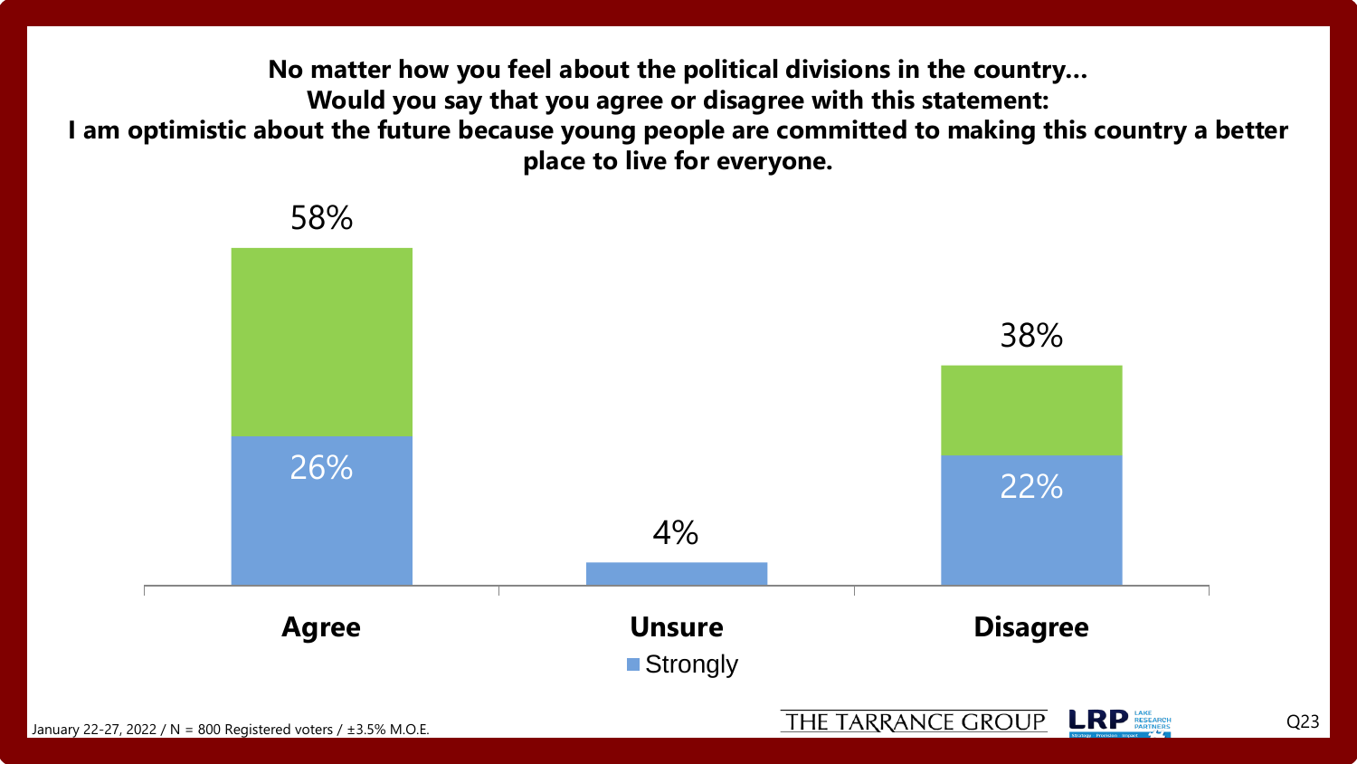**No matter how you feel about the political divisions in the country… Would you say that you agree or disagree with this statement: I am optimistic about the future because young people are committed to making this country a better place to live for everyone.**

58%

26%

4%

38%

22%

Agree

Unsure

Disagree

Strongly

January 22-27, 2022 / N = 800 Registered voters / ±3.5% M.O.E.

THE TARRANCE GROUP

LRP LAKE RESEARCH PARTNERS

Q23